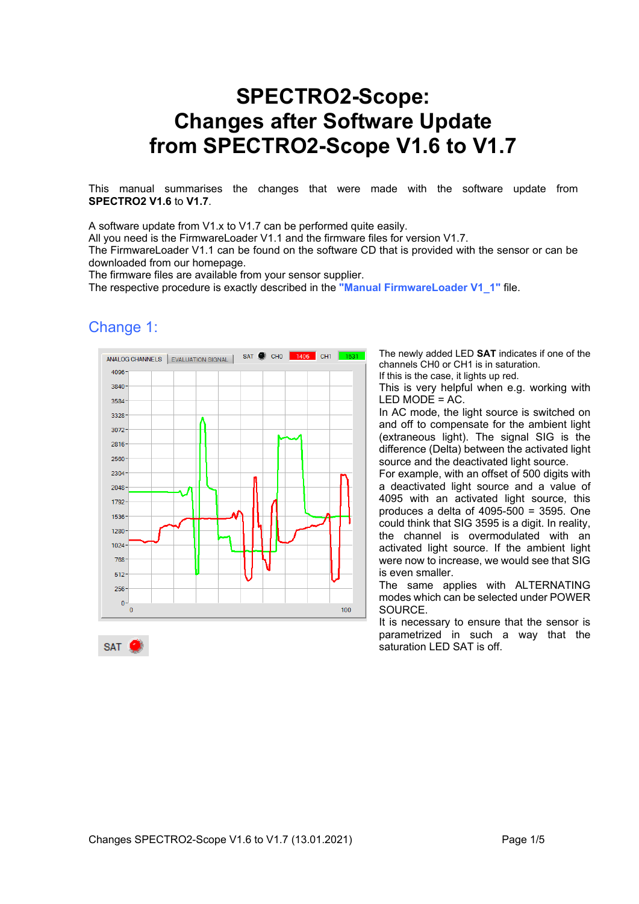# SPECTRO2-Scope: Changes after Software Update from SPECTRO2-Scope V1.6 to V1.7

This manual summarises the changes that were made with the software update from **SPECTRO2 V1.6** to **V1.7**.

A software update from V1.x to V1.7 can be performed quite easily.
All you need is the FirmwareLoader V1.1 and the firmware files for version V1.7.
The FirmwareLoader V1.1 can be found on the software CD that is provided with the sensor or can be downloaded from our homepage.
The firmware files are available from your sensor supplier.
The respective procedure is exactly described in the **"Manual FirmwareLoader V1_1"** file.

## Change 1:

The newly added LED **SAT** indicates if one of the channels CH0 or CH1 is in saturation.
If this is the case, it lights up red.
This is very helpful when e.g. working with LED MODE = AC.
In AC mode, the light source is switched on and off to compensate for the ambient light (extraneous light). The signal SIG is the difference (Delta) between the activated light source and the deactivated light source.
For example, with an offset of 500 digits with a deactivated light source and a value of 4095 with an activated light source, this produces a delta of 4095-500 = 3595. One could think that SIG 3595 is a digit. In reality, the channel is overmodulated with an activated light source. If the ambient light were now to increase, we would see that SIG is even smaller.
The same applies with ALTERNATING modes which can be selected under POWER SOURCE.
It is necessary to ensure that the sensor is parametrized in such a way that the saturation LED SAT is off.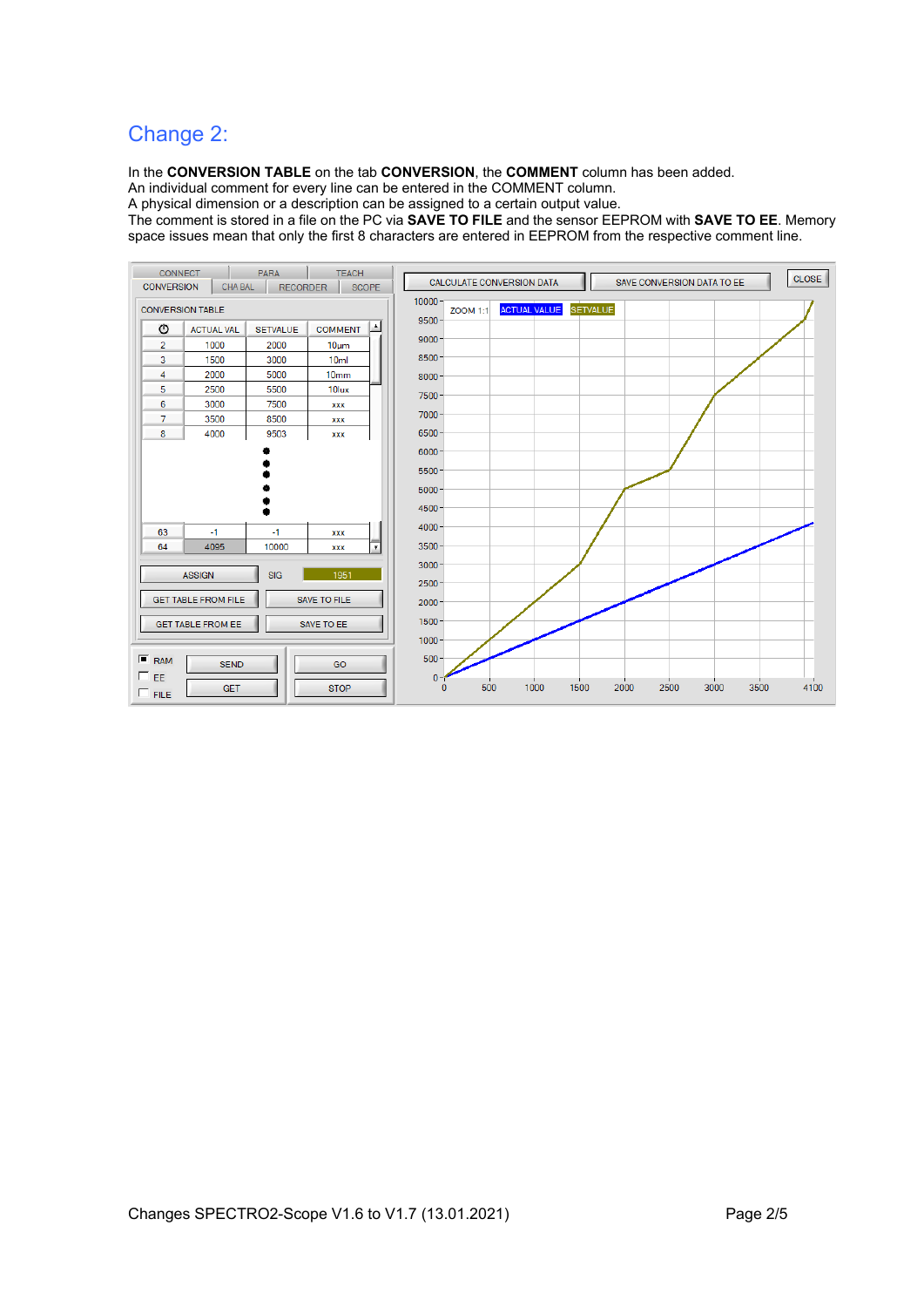## Change 2:

In the **CONVERSION TABLE** on the tab **CONVERSION**, the **COMMENT** column has been added.
An individual comment for every line can be entered in the COMMENT column.
A physical dimension or a description can be assigned to a certain output value.
The comment is stored in a file on the PC via **SAVE TO FILE** and the sensor EEPROM with **SAVE TO EE**. Memory space issues mean that only the first 8 characters are entered in EEPROM from the respective comment line.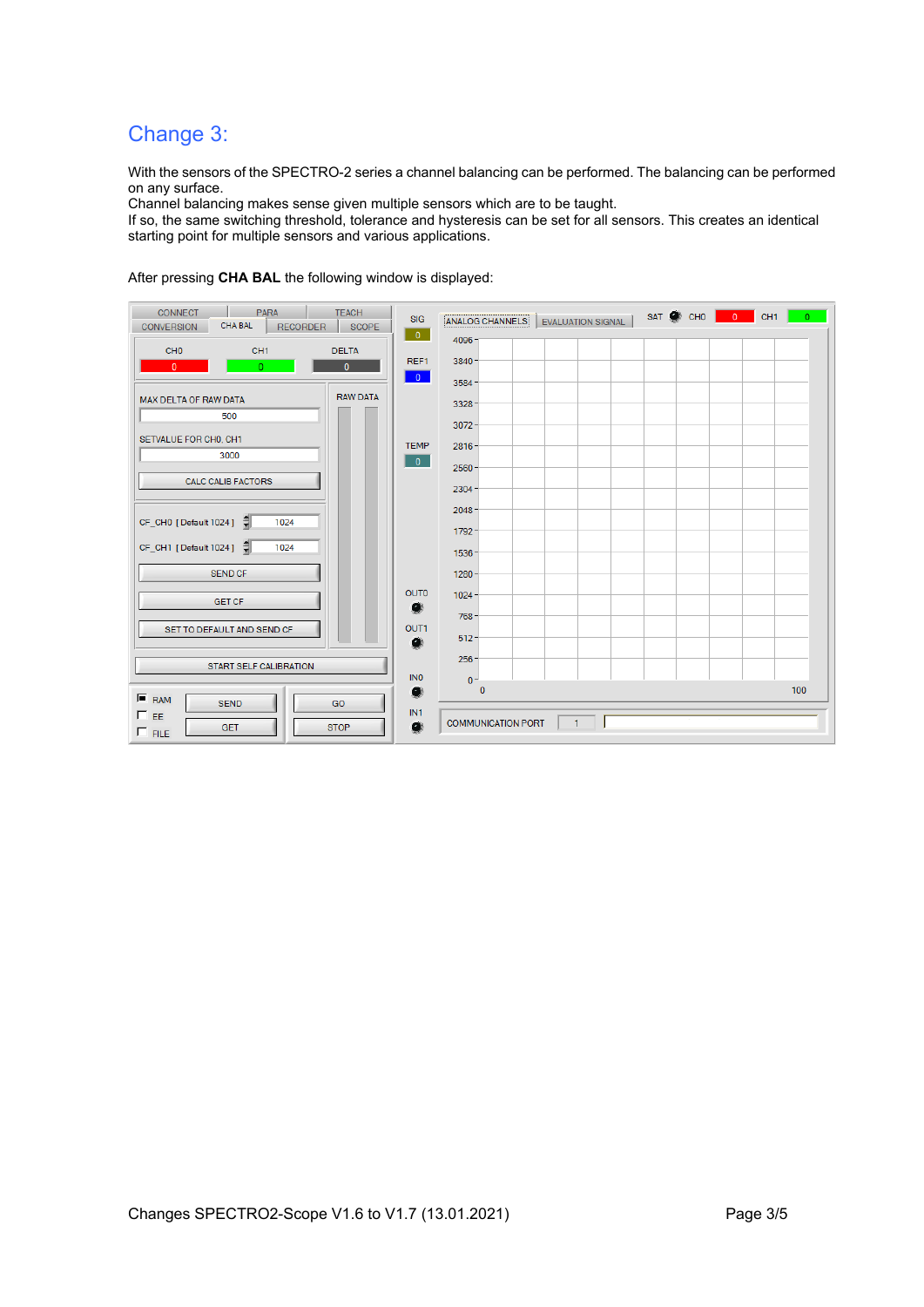## Change 3:

With the sensors of the SPECTRO-2 series a channel balancing can be performed. The balancing can be performed on any surface.
Channel balancing makes sense given multiple sensors which are to be taught.
If so, the same switching threshold, tolerance and hysteresis can be set for all sensors. This creates an identical starting point for multiple sensors and various applications.

After pressing **CHA BAL** the following window is displayed: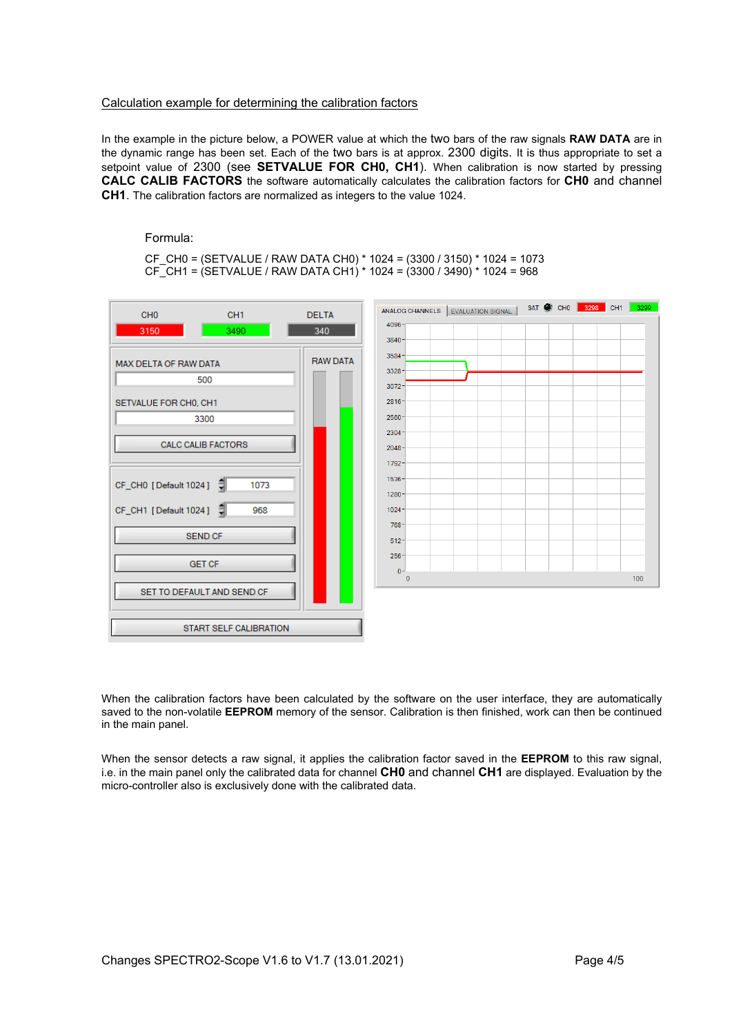## Calculation example for determining the calibration factors

In the example in the picture below, a POWER value at which the two bars of the raw signals **RAW DATA** are in the dynamic range has been set. Each of the two bars is at approx. 2300 digits. It is thus appropriate to set a setpoint value of 2300 (see **SETVALUE FOR CH0, CH1**). When calibration is now started by pressing **CALC CALIB FACTORS** the software automatically calculates the calibration factors for **CH0** and channel **CH1**. The calibration factors are normalized as integers to the value 1024.

Formula:

CF_CH0 = (SETVALUE / RAW DATA CH0) * 1024 = (3300 / 3150) * 1024 = 1073
CF_CH1 = (SETVALUE / RAW DATA CH1) * 1024 = (3300 / 3490) * 1024 = 968

When the calibration factors have been calculated by the software on the user interface, they are automatically saved to the non-volatile **EEPROM** memory of the sensor. Calibration is then finished, work can then be continued in the main panel.

When the sensor detects a raw signal, it applies the calibration factor saved in the **EEPROM** to this raw signal, i.e. in the main panel only the calibrated data for channel **CH0** and channel **CH1** are displayed. Evaluation by the micro-controller also is exclusively done with the calibrated data.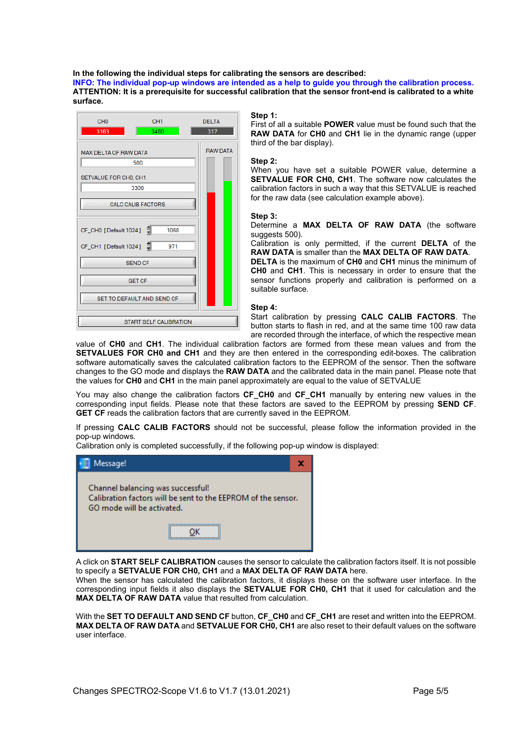**In the following the individual steps for calibrating the sensors are described:**
**INFO: The individual pop-up windows are intended as a help to guide you through the calibration process.**
**ATTENTION: It is a prerequisite for successful calibration that the sensor front-end is calibrated to a white surface.**

CH0 CH1 DELTA
3163 3480 317

MAX DELTA OF RAW DATA
500
SETVALUE FOR CH0, CH1
3300
CALC CALIB FACTORS
RAW DATA
CF_CH0 [Default 1024] 1068
CF_CH1 [Default 1024] 971
SEND CF
GET CF
SET TO DEFAULT AND SEND CF
START SELF CALIBRATION

**Step 1:**
First of all a suitable **POWER** value must be found such that the **RAW DATA** for **CH0** and **CH1** lie in the dynamic range (upper third of the bar display).

**Step 2:**
When you have set a suitable POWER value, determine a **SETVALUE FOR CH0, CH1**. The software now calculates the calibration factors in such a way that this SETVALUE is reached for the raw data (see calculation example above).

**Step 3:**
Determine a **MAX DELTA OF RAW DATA** (the software suggests 500).
Calibration is only permitted, if the current **DELTA** of the **RAW DATA** is smaller than the **MAX DELTA OF RAW DATA**.
**DELTA** is the maximum of **CH0** and **CH1** minus the minimum of **CH0** and **CH1**. This is necessary in order to ensure that the sensor functions properly and calibration is performed on a suitable surface.

**Step 4:**
Start calibration by pressing **CALC CALIB FACTORS**. The button starts to flash in red, and at the same time 100 raw data are recorded through the interface, of which the respective mean value of **CH0** and **CH1**. The individual calibration factors are formed from these mean values and from the **SETVALUES FOR CH0 and CH1** and they are then entered in the corresponding edit-boxes. The calibration software automatically saves the calculated calibration factors to the EEPROM of the sensor. Then the software changes to the GO mode and displays the **RAW DATA** and the calibrated data in the main panel. Please note that the values for **CH0** and **CH1** in the main panel approximately are equal to the value of SETVALUE

You may also change the calibration factors **CF_CH0** and **CF_CH1** manually by entering new values in the corresponding input fields. Please note that these factors are saved to the EEPROM by pressing **SEND CF**. **GET CF** reads the calibration factors that are currently saved in the EEPROM.

If pressing **CALC CALIB FACTORS** should not be successful, please follow the information provided in the pop-up windows.
Calibration only is completed successfully, if the following pop-up window is displayed:

Message!

Channel balancing was successful!
Calibration factors will be sent to the EEPROM of the sensor.
GO mode will be activated.

OK

A click on **START SELF CALIBRATION** causes the sensor to calculate the calibration factors itself. It is not possible to specify a **SETVALUE FOR CH0, CH1** and a **MAX DELTA OF RAW DATA** here.
When the sensor has calculated the calibration factors, it displays these on the software user interface. In the corresponding input fields it also displays the **SETVALUE FOR CH0, CH1** that it used for calculation and the **MAX DELTA OF RAW DATA** value that resulted from calculation.

With the **SET TO DEFAULT AND SEND CF** button, **CF_CH0** and **CF_CH1** are reset and written into the EEPROM. **MAX DELTA OF RAW DATA** and **SETVALUE FOR CH0, CH1** are also reset to their default values on the software user interface.